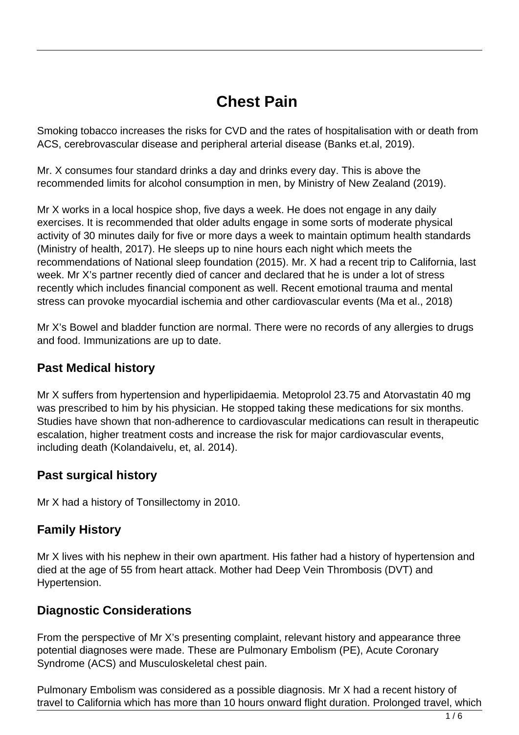# Chest Pain

Smoking tobacco increases the risks for CVD and the rates of hospitalisation with or death from ACS, cerebrovascular disease and peripheral arterial disease (Banks et.al, 2019).

Mr. X consumes four standard drinks a day and drinks every day. This is above the recommended limits for alcohol consumption in men, by Ministry of New Zealand (2019).

Mr X works in a local hospice shop, five days a week. He does not engage in any daily exercises. It is recommended that older adults engage in some sorts of moderate physical activity of 30 minutes daily for five or more days a week to maintain optimum health standards (Ministry of health, 2017). He sleeps up to nine hours each night which meets the recommendations of National sleep foundation (2015). Mr. X had a recent trip to California, last week. Mr X's partner recently died of cancer and declared that he is under a lot of stress recently which includes financial component as well. Recent emotional trauma and mental stress can provoke myocardial ischemia and other cardiovascular events (Ma et al., 2018)

Mr X's Bowel and bladder function are normal. There were no records of any allergies to drugs and food. Immunizations are up to date.

## Past Medical history

Mr X suffers from hypertension and hyperlipidaemia. Metoprolol 23.75 and Atorvastatin 40 mg was prescribed to him by his physician. He stopped taking these medications for six months. Studies have shown that non-adherence to cardiovascular medications can result in therapeutic escalation, higher treatment costs and increase the risk for major cardiovascular events, including death (Kolandaivelu, et, al. 2014).

## Past surgical history

Mr X had a history of Tonsillectomy in 2010.

## Family History

Mr X lives with his nephew in their own apartment. His father had a history of hypertension and died at the age of 55 from heart attack. Mother had Deep Vein Thrombosis (DVT) and Hypertension.

## Diagnostic Considerations

From the perspective of Mr X's presenting complaint, relevant history and appearance three potential diagnoses were made. These are Pulmonary Embolism (PE), Acute Coronary Syndrome (ACS) and Musculoskeletal chest pain.

Pulmonary Embolism was considered as a possible diagnosis. Mr X had a recent history of travel to California which has more than 10 hours onward flight duration. Prolonged travel, which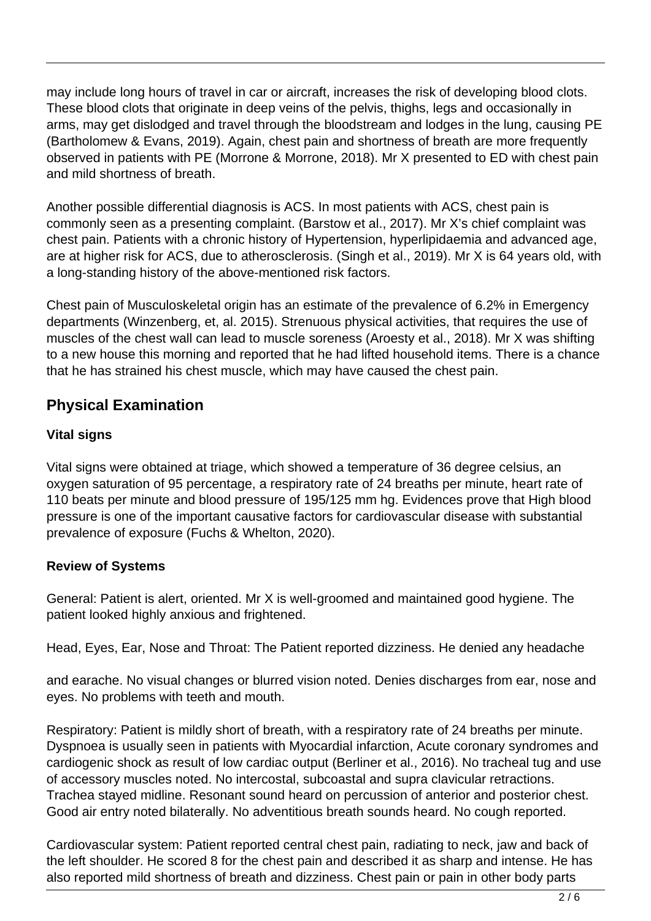may include long hours of travel in car or aircraft, increases the risk of developing blood clots. These blood clots that originate in deep veins of the pelvis, thighs, legs and occasionally in arms, may get dislodged and travel through the bloodstream and lodges in the lung, causing PE (Bartholomew & Evans, 2019). Again, chest pain and shortness of breath are more frequently observed in patients with PE (Morrone & Morrone, 2018). Mr X presented to ED with chest pain and mild shortness of breath.

Another possible differential diagnosis is ACS. In most patients with ACS, chest pain is commonly seen as a presenting complaint. (Barstow et al., 2017). Mr X's chief complaint was chest pain. Patients with a chronic history of Hypertension, hyperlipidaemia and advanced age, are at higher risk for ACS, due to atherosclerosis. (Singh et al., 2019). Mr X is 64 years old, with a long-standing history of the above-mentioned risk factors.

Chest pain of Musculoskeletal origin has an estimate of the prevalence of 6.2% in Emergency departments (Winzenberg, et, al. 2015). Strenuous physical activities, that requires the use of muscles of the chest wall can lead to muscle soreness (Aroesty et al., 2018). Mr X was shifting to a new house this morning and reported that he had lifted household items. There is a chance that he has strained his chest muscle, which may have caused the chest pain.

## Physical Examination

**Vital signs**

Vital signs were obtained at triage, which showed a temperature of 36 degree celsius, an oxygen saturation of 95 percentage, a respiratory rate of 24 breaths per minute, heart rate of 110 beats per minute and blood pressure of 195/125 mm hg. Evidences prove that High blood pressure is one of the important causative factors for cardiovascular disease with substantial prevalence of exposure (Fuchs & Whelton, 2020).

**Review of Systems**

General: Patient is alert, oriented. Mr X is well-groomed and maintained good hygiene. The patient looked highly anxious and frightened.

Head, Eyes, Ear, Nose and Throat: The Patient reported dizziness. He denied any headache

and earache. No visual changes or blurred vision noted. Denies discharges from ear, nose and eyes. No problems with teeth and mouth.

Respiratory: Patient is mildly short of breath, with a respiratory rate of 24 breaths per minute. Dyspnoea is usually seen in patients with Myocardial infarction, Acute coronary syndromes and cardiogenic shock as result of low cardiac output (Berliner et al., 2016). No tracheal tug and use of accessory muscles noted. No intercostal, subcoastal and supra clavicular retractions. Trachea stayed midline. Resonant sound heard on percussion of anterior and posterior chest. Good air entry noted bilaterally. No adventitious breath sounds heard. No cough reported.

Cardiovascular system: Patient reported central chest pain, radiating to neck, jaw and back of the left shoulder. He scored 8 for the chest pain and described it as sharp and intense. He has also reported mild shortness of breath and dizziness. Chest pain or pain in other body parts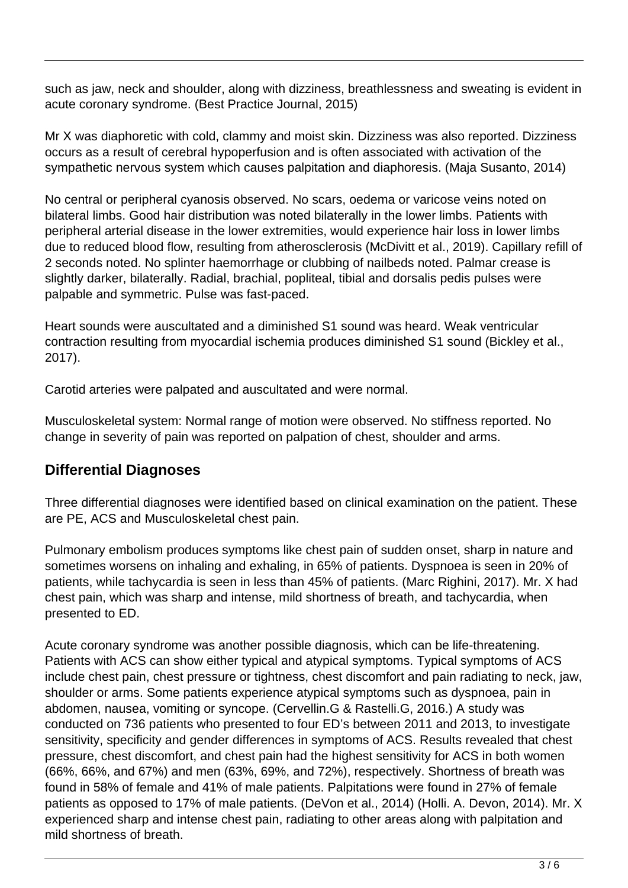such as jaw, neck and shoulder, along with dizziness, breathlessness and sweating is evident in acute coronary syndrome. (Best Practice Journal, 2015)

Mr X was diaphoretic with cold, clammy and moist skin. Dizziness was also reported. Dizziness occurs as a result of cerebral hypoperfusion and is often associated with activation of the sympathetic nervous system which causes palpitation and diaphoresis. (Maja Susanto, 2014)

No central or peripheral cyanosis observed. No scars, oedema or varicose veins noted on bilateral limbs. Good hair distribution was noted bilaterally in the lower limbs. Patients with peripheral arterial disease in the lower extremities, would experience hair loss in lower limbs due to reduced blood flow, resulting from atherosclerosis (McDivitt et al., 2019). Capillary refill of 2 seconds noted. No splinter haemorrhage or clubbing of nailbeds noted. Palmar crease is slightly darker, bilaterally. Radial, brachial, popliteal, tibial and dorsalis pedis pulses were palpable and symmetric. Pulse was fast-paced.

Heart sounds were auscultated and a diminished S1 sound was heard. Weak ventricular contraction resulting from myocardial ischemia produces diminished S1 sound (Bickley et al., 2017).

Carotid arteries were palpated and auscultated and were normal.

Musculoskeletal system: Normal range of motion were observed. No stiffness reported. No change in severity of pain was reported on palpation of chest, shoulder and arms.

## Differential Diagnoses

Three differential diagnoses were identified based on clinical examination on the patient. These are PE, ACS and Musculoskeletal chest pain.

Pulmonary embolism produces symptoms like chest pain of sudden onset, sharp in nature and sometimes worsens on inhaling and exhaling, in 65% of patients. Dyspnoea is seen in 20% of patients, while tachycardia is seen in less than 45% of patients. (Marc Righini, 2017). Mr. X had chest pain, which was sharp and intense, mild shortness of breath, and tachycardia, when presented to ED.

Acute coronary syndrome was another possible diagnosis, which can be life-threatening. Patients with ACS can show either typical and atypical symptoms. Typical symptoms of ACS include chest pain, chest pressure or tightness, chest discomfort and pain radiating to neck, jaw, shoulder or arms. Some patients experience atypical symptoms such as dyspnoea, pain in abdomen, nausea, vomiting or syncope. (Cervellin.G & Rastelli.G, 2016.) A study was conducted on 736 patients who presented to four ED's between 2011 and 2013, to investigate sensitivity, specificity and gender differences in symptoms of ACS. Results revealed that chest pressure, chest discomfort, and chest pain had the highest sensitivity for ACS in both women (66%, 66%, and 67%) and men (63%, 69%, and 72%), respectively. Shortness of breath was found in 58% of female and 41% of male patients. Palpitations were found in 27% of female patients as opposed to 17% of male patients. (DeVon et al., 2014) (Holli. A. Devon, 2014). Mr. X experienced sharp and intense chest pain, radiating to other areas along with palpitation and mild shortness of breath.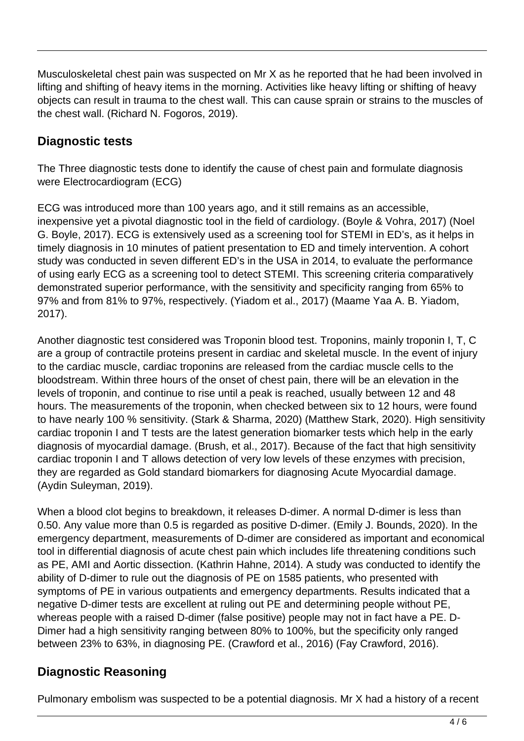Musculoskeletal chest pain was suspected on Mr X as he reported that he had been involved in lifting and shifting of heavy items in the morning. Activities like heavy lifting or shifting of heavy objects can result in trauma to the chest wall. This can cause sprain or strains to the muscles of the chest wall. (Richard N. Fogoros, 2019).

## Diagnostic tests

The Three diagnostic tests done to identify the cause of chest pain and formulate diagnosis were Electrocardiogram (ECG)

ECG was introduced more than 100 years ago, and it still remains as an accessible, inexpensive yet a pivotal diagnostic tool in the field of cardiology. (Boyle & Vohra, 2017) (Noel G. Boyle, 2017). ECG is extensively used as a screening tool for STEMI in ED's, as it helps in timely diagnosis in 10 minutes of patient presentation to ED and timely intervention. A cohort study was conducted in seven different ED's in the USA in 2014, to evaluate the performance of using early ECG as a screening tool to detect STEMI. This screening criteria comparatively demonstrated superior performance, with the sensitivity and specificity ranging from 65% to 97% and from 81% to 97%, respectively. (Yiadom et al., 2017) (Maame Yaa A. B. Yiadom, 2017).

Another diagnostic test considered was Troponin blood test. Troponins, mainly troponin I, T, C are a group of contractile proteins present in cardiac and skeletal muscle. In the event of injury to the cardiac muscle, cardiac troponins are released from the cardiac muscle cells to the bloodstream. Within three hours of the onset of chest pain, there will be an elevation in the levels of troponin, and continue to rise until a peak is reached, usually between 12 and 48 hours. The measurements of the troponin, when checked between six to 12 hours, were found to have nearly 100 % sensitivity. (Stark & Sharma, 2020) (Matthew Stark, 2020). High sensitivity cardiac troponin I and T tests are the latest generation biomarker tests which help in the early diagnosis of myocardial damage. (Brush, et al., 2017). Because of the fact that high sensitivity cardiac troponin I and T allows detection of very low levels of these enzymes with precision, they are regarded as Gold standard biomarkers for diagnosing Acute Myocardial damage. (Aydin Suleyman, 2019).

When a blood clot begins to breakdown, it releases D-dimer. A normal D-dimer is less than 0.50. Any value more than 0.5 is regarded as positive D-dimer. (Emily J. Bounds, 2020). In the emergency department, measurements of D-dimer are considered as important and economical tool in differential diagnosis of acute chest pain which includes life threatening conditions such as PE, AMI and Aortic dissection. (Kathrin Hahne, 2014). A study was conducted to identify the ability of D-dimer to rule out the diagnosis of PE on 1585 patients, who presented with symptoms of PE in various outpatients and emergency departments. Results indicated that a negative D-dimer tests are excellent at ruling out PE and determining people without PE, whereas people with a raised D-dimer (false positive) people may not in fact have a PE. D-Dimer had a high sensitivity ranging between 80% to 100%, but the specificity only ranged between 23% to 63%, in diagnosing PE. (Crawford et al., 2016) (Fay Crawford, 2016).

## Diagnostic Reasoning

Pulmonary embolism was suspected to be a potential diagnosis. Mr X had a history of a recent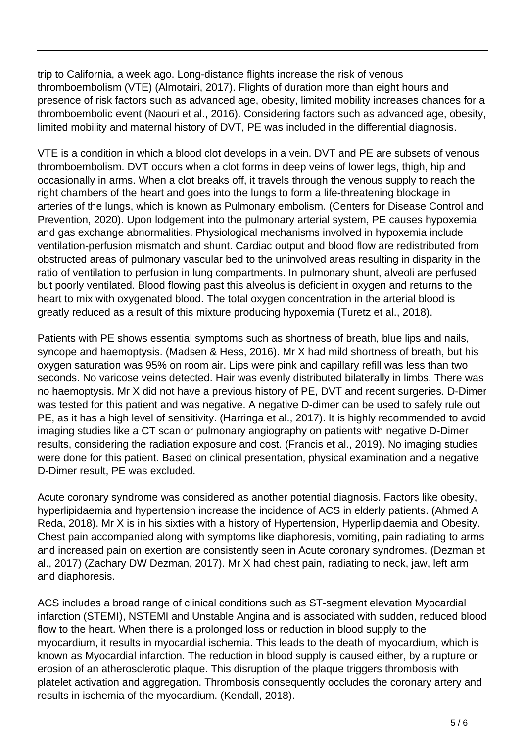trip to California, a week ago. Long-distance flights increase the risk of venous thromboembolism (VTE) (Almotairi, 2017). Flights of duration more than eight hours and presence of risk factors such as advanced age, obesity, limited mobility increases chances for a thromboembolic event (Naouri et al., 2016). Considering factors such as advanced age, obesity, limited mobility and maternal history of DVT, PE was included in the differential diagnosis.

VTE is a condition in which a blood clot develops in a vein. DVT and PE are subsets of venous thromboembolism. DVT occurs when a clot forms in deep veins of lower legs, thigh, hip and occasionally in arms. When a clot breaks off, it travels through the venous supply to reach the right chambers of the heart and goes into the lungs to form a life-threatening blockage in arteries of the lungs, which is known as Pulmonary embolism. (Centers for Disease Control and Prevention, 2020). Upon lodgement into the pulmonary arterial system, PE causes hypoxemia and gas exchange abnormalities. Physiological mechanisms involved in hypoxemia include ventilation-perfusion mismatch and shunt. Cardiac output and blood flow are redistributed from obstructed areas of pulmonary vascular bed to the uninvolved areas resulting in disparity in the ratio of ventilation to perfusion in lung compartments. In pulmonary shunt, alveoli are perfused but poorly ventilated. Blood flowing past this alveolus is deficient in oxygen and returns to the heart to mix with oxygenated blood. The total oxygen concentration in the arterial blood is greatly reduced as a result of this mixture producing hypoxemia (Turetz et al., 2018).

Patients with PE shows essential symptoms such as shortness of breath, blue lips and nails, syncope and haemoptysis. (Madsen & Hess, 2016). Mr X had mild shortness of breath, but his oxygen saturation was 95% on room air. Lips were pink and capillary refill was less than two seconds. No varicose veins detected. Hair was evenly distributed bilaterally in limbs. There was no haemoptysis. Mr X did not have a previous history of PE, DVT and recent surgeries. D-Dimer was tested for this patient and was negative. A negative D-dimer can be used to safely rule out PE, as it has a high level of sensitivity. (Harringa et al., 2017). It is highly recommended to avoid imaging studies like a CT scan or pulmonary angiography on patients with negative D-Dimer results, considering the radiation exposure and cost. (Francis et al., 2019). No imaging studies were done for this patient. Based on clinical presentation, physical examination and a negative D-Dimer result, PE was excluded.

Acute coronary syndrome was considered as another potential diagnosis. Factors like obesity, hyperlipidaemia and hypertension increase the incidence of ACS in elderly patients. (Ahmed A Reda, 2018). Mr X is in his sixties with a history of Hypertension, Hyperlipidaemia and Obesity. Chest pain accompanied along with symptoms like diaphoresis, vomiting, pain radiating to arms and increased pain on exertion are consistently seen in Acute coronary syndromes. (Dezman et al., 2017) (Zachary DW Dezman, 2017). Mr X had chest pain, radiating to neck, jaw, left arm and diaphoresis.

ACS includes a broad range of clinical conditions such as ST-segment elevation Myocardial infarction (STEMI), NSTEMI and Unstable Angina and is associated with sudden, reduced blood flow to the heart. When there is a prolonged loss or reduction in blood supply to the myocardium, it results in myocardial ischemia. This leads to the death of myocardium, which is known as Myocardial infarction. The reduction in blood supply is caused either, by a rupture or erosion of an atherosclerotic plaque. This disruption of the plaque triggers thrombosis with platelet activation and aggregation. Thrombosis consequently occludes the coronary artery and results in ischemia of the myocardium. (Kendall, 2018).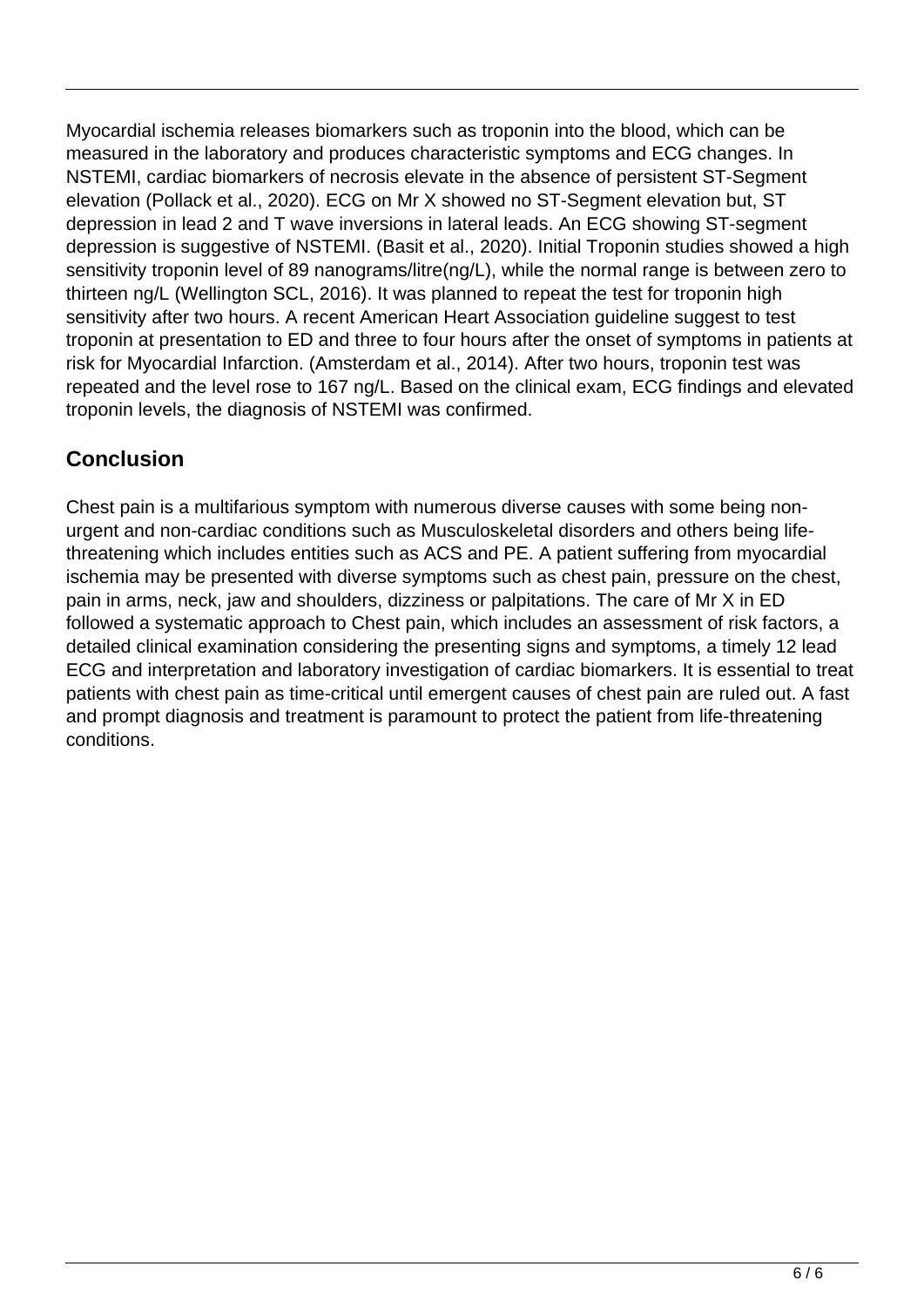Myocardial ischemia releases biomarkers such as troponin into the blood, which can be measured in the laboratory and produces characteristic symptoms and ECG changes. In NSTEMI, cardiac biomarkers of necrosis elevate in the absence of persistent ST-Segment elevation (Pollack et al., 2020). ECG on Mr X showed no ST-Segment elevation but, ST depression in lead 2 and T wave inversions in lateral leads. An ECG showing ST-segment depression is suggestive of NSTEMI. (Basit et al., 2020). Initial Troponin studies showed a high sensitivity troponin level of 89 nanograms/litre(ng/L), while the normal range is between zero to thirteen ng/L (Wellington SCL, 2016). It was planned to repeat the test for troponin high sensitivity after two hours. A recent American Heart Association guideline suggest to test troponin at presentation to ED and three to four hours after the onset of symptoms in patients at risk for Myocardial Infarction. (Amsterdam et al., 2014). After two hours, troponin test was repeated and the level rose to 167 ng/L. Based on the clinical exam, ECG findings and elevated troponin levels, the diagnosis of NSTEMI was confirmed.

## Conclusion

Chest pain is a multifarious symptom with numerous diverse causes with some being non-urgent and non-cardiac conditions such as Musculoskeletal disorders and others being life-threatening which includes entities such as ACS and PE. A patient suffering from myocardial ischemia may be presented with diverse symptoms such as chest pain, pressure on the chest, pain in arms, neck, jaw and shoulders, dizziness or palpitations. The care of Mr X in ED followed a systematic approach to Chest pain, which includes an assessment of risk factors, a detailed clinical examination considering the presenting signs and symptoms, a timely 12 lead ECG and interpretation and laboratory investigation of cardiac biomarkers. It is essential to treat patients with chest pain as time-critical until emergent causes of chest pain are ruled out. A fast and prompt diagnosis and treatment is paramount to protect the patient from life-threatening conditions.